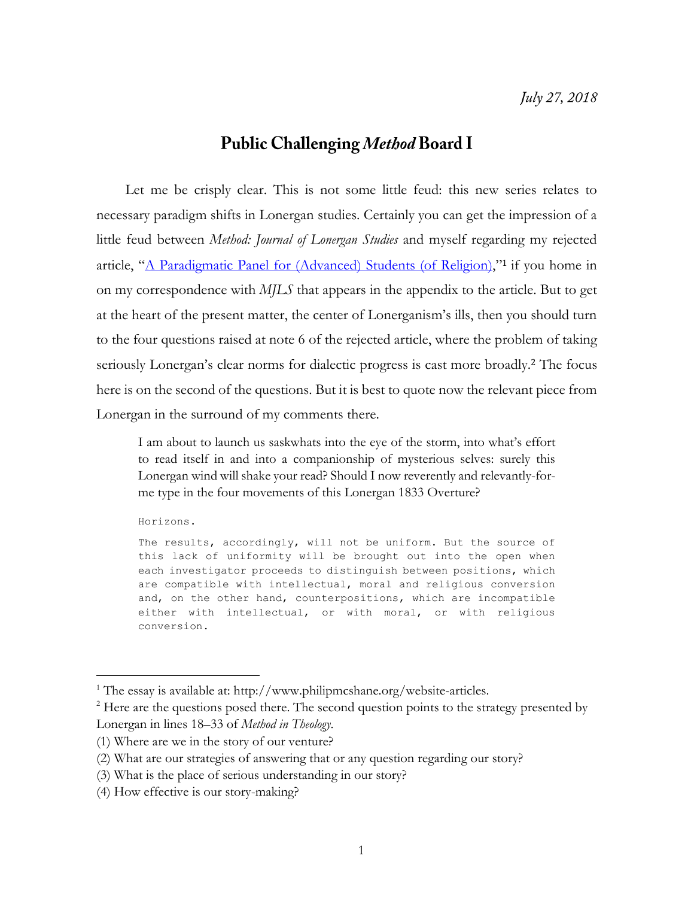*July 27, 2018*

# Public Challenging *Method* Board I

Let me be crisply clear. This is not some little feud: this new series relates to necessary paradigm shifts in Lonergan studies. Certainly you can get the impression of a little feud between *Method: Journal of Lonergan Studies* and myself regarding my rejected article, "[A Paradigmatic Panel for (Advanced) Students (of Religion)](http://www.philipmcshane.org/website-articles),"[1] if you home in on my correspondence with *MJLS* that appears in the appendix to the article. But to get at the heart of the present matter, the center of Lonerganism's ills, then you should turn to the four questions raised at note 6 of the rejected article, where the problem of taking seriously Lonergan's clear norms for dialectic progress is cast more broadly.[2] The focus here is on the second of the questions. But it is best to quote now the relevant piece from Lonergan in the surround of my comments there.

> I am about to launch us saskwhats into the eye of the storm, into what's effort to read itself in and into a companionship of mysterious selves: surely this Lonergan wind will shake your read? Should I now reverently and relevantly-for-me type in the four movements of this Lonergan 1833 Overture?
>
> ```
> Horizons.
>
> The results, accordingly, will not be uniform. But the source of
> this lack of uniformity will be brought out into the open when
> each investigator proceeds to distinguish between positions, which
> are compatible with intellectual, moral and religious conversion
> and, on the other hand, counterpositions, which are incompatible
> either with intellectual, or with moral, or with religious
> conversion.
> ```

---

[1] The essay is available at: http://www.philipmcshane.org/website-articles.

[2] Here are the questions posed there. The second question points to the strategy presented by Lonergan in lines 18–33 of *Method in Theology*.

(1) Where are we in the story of our venture?

(2) What are our strategies of answering that or any question regarding our story?

(3) What is the place of serious understanding in our story?

(4) How effective is our story-making?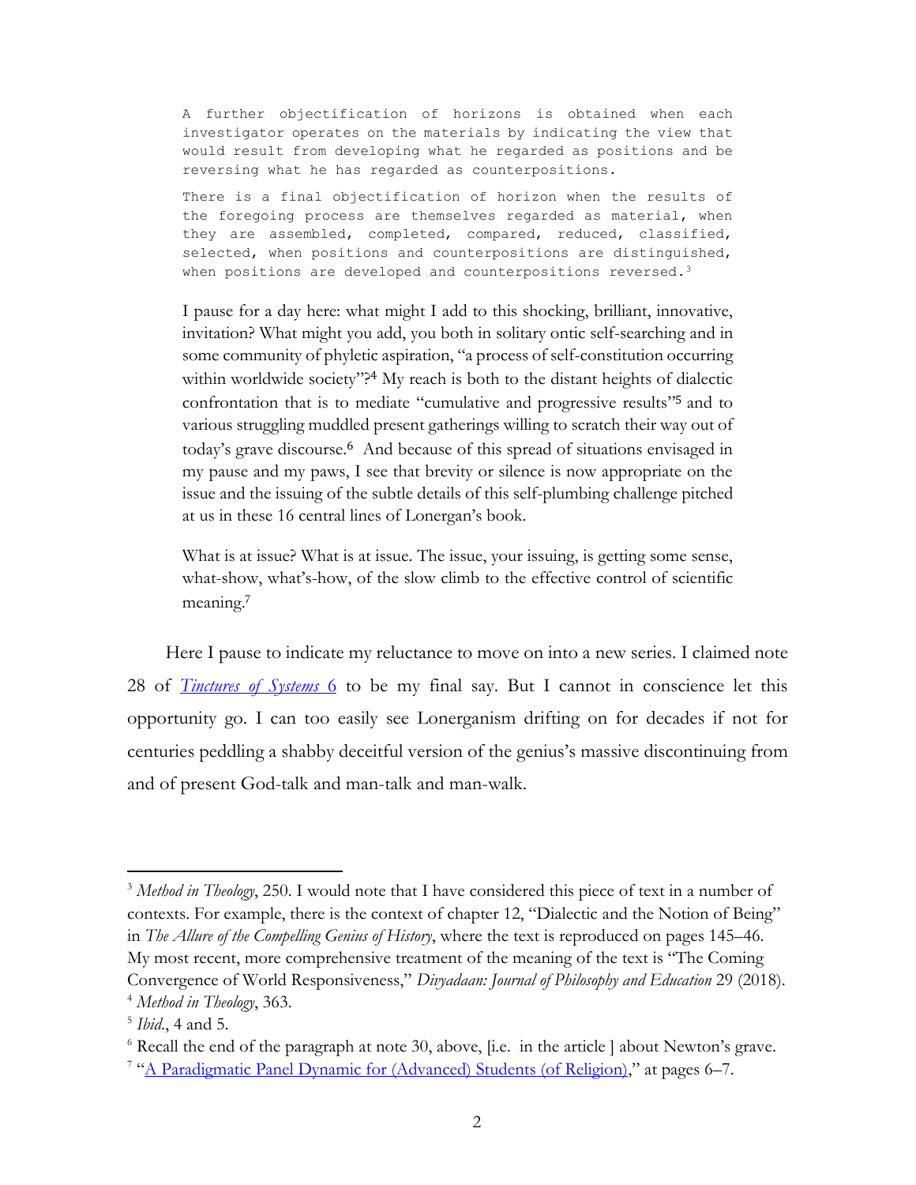> A further objectification of horizons is obtained when each investigator operates on the materials by indicating the view that would result from developing what he regarded as positions and be reversing what he has regarded as counterpositions.
>
> There is a final objectification of horizon when the results of the foregoing process are themselves regarded as material, when they are assembled, completed, compared, reduced, classified, selected, when positions and counterpositions are distinguished, when positions are developed and counterpositions reversed.[3]

> I pause for a day here: what might I add to this shocking, brilliant, innovative, invitation? What might you add, you both in solitary ontic self-searching and in some community of phyletic aspiration, "a process of self-constitution occurring within worldwide society"?[4] My reach is both to the distant heights of dialectic confrontation that is to mediate "cumulative and progressive results"[5] and to various struggling muddled present gatherings willing to scratch their way out of today's grave discourse.[6] And because of this spread of situations envisaged in my pause and my paws, I see that brevity or silence is now appropriate on the issue and the issuing of the subtle details of this self-plumbing challenge pitched at us in these 16 central lines of Lonergan's book.
>
> What is at issue? What is at issue. The issue, your issuing, is getting some sense, what-show, what's-how, of the slow climb to the effective control of scientific meaning.[7]

Here I pause to indicate my reluctance to move on into a new series. I claimed note 28 of [*Tinctures of Systems* 6]() to be my final say. But I cannot in conscience let this opportunity go. I can too easily see Lonerganism drifting on for decades if not for centuries peddling a shabby deceitful version of the genius's massive discontinuing from and of present God-talk and man-talk and man-walk.

---

[3] *Method in Theology*, 250. I would note that I have considered this piece of text in a number of contexts. For example, there is the context of chapter 12, "Dialectic and the Notion of Being" in *The Allure of the Compelling Genius of History*, where the text is reproduced on pages 145–46. My most recent, more comprehensive treatment of the meaning of the text is "The Coming Convergence of World Responsiveness," *Divyadaan: Journal of Philosophy and Education* 29 (2018).

[4] *Method in Theology*, 363.

[5] *Ibid.*, 4 and 5.

[6] Recall the end of the paragraph at note 30, above, [i.e. in the article ] about Newton's grave.

[7] "[A Paradigmatic Panel Dynamic for (Advanced) Students (of Religion)]()," at pages 6–7.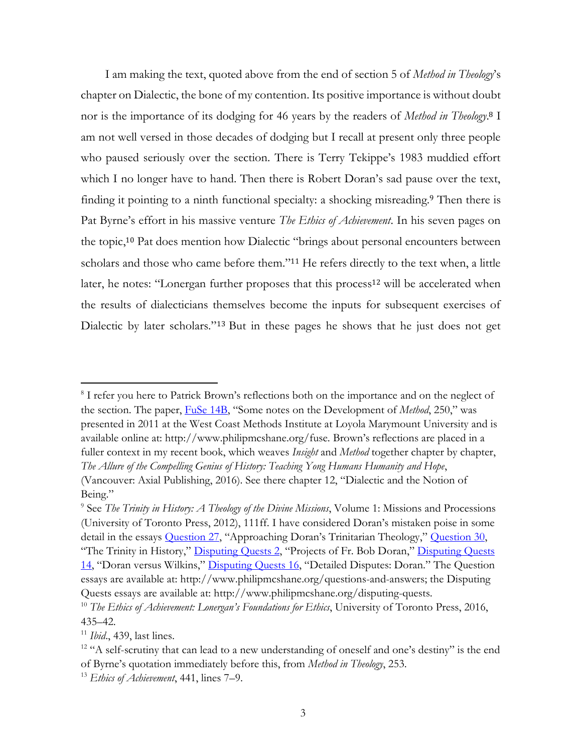I am making the text, quoted above from the end of section 5 of *Method in Theology*'s chapter on Dialectic, the bone of my contention. Its positive importance is without doubt nor is the importance of its dodging for 46 years by the readers of *Method in Theology*.[8] I am not well versed in those decades of dodging but I recall at present only three people who paused seriously over the section. There is Terry Tekippe's 1983 muddied effort which I no longer have to hand. Then there is Robert Doran's sad pause over the text, finding it pointing to a ninth functional specialty: a shocking misreading.[9] Then there is Pat Byrne's effort in his massive venture *The Ethics of Achievement*. In his seven pages on the topic,[10] Pat does mention how Dialectic "brings about personal encounters between scholars and those who came before them."[11] He refers directly to the text when, a little later, he notes: "Lonergan further proposes that this process[12] will be accelerated when the results of dialecticians themselves become the inputs for subsequent exercises of Dialectic by later scholars."[13] But in these pages he shows that he just does not get

---

[8] I refer you here to Patrick Brown's reflections both on the importance and on the neglect of the section. The paper, FuSe 14B, "Some notes on the Development of *Method*, 250," was presented in 2011 at the West Coast Methods Institute at Loyola Marymount University and is available online at: http://www.philipmcshane.org/fuse. Brown's reflections are placed in a fuller context in my recent book, which weaves *Insight* and *Method* together chapter by chapter, *The Allure of the Compelling Genius of History: Teaching Yong Humans Humanity and Hope*, (Vancouver: Axial Publishing, 2016). See there chapter 12, "Dialectic and the Notion of Being."

[9] See *The Trinity in History: A Theology of the Divine Missions*, Volume 1: Missions and Processions (University of Toronto Press, 2012), 111ff. I have considered Doran's mistaken poise in some detail in the essays Question 27, "Approaching Doran's Trinitarian Theology," Question 30, "The Trinity in History," Disputing Quests 2, "Projects of Fr. Bob Doran," Disputing Quests 14, "Doran versus Wilkins," Disputing Quests 16, "Detailed Disputes: Doran." The Question essays are available at: http://www.philipmcshane.org/questions-and-answers; the Disputing Quests essays are available at: http://www.philipmcshane.org/disputing-quests.

[10] *The Ethics of Achievement: Lonergan's Foundations for Ethics*, University of Toronto Press, 2016, 435–42.

[11] *Ibid*., 439, last lines.

[12] "A self-scrutiny that can lead to a new understanding of oneself and one's destiny" is the end of Byrne's quotation immediately before this, from *Method in Theology*, 253.

[13] *Ethics of Achievement*, 441, lines 7–9.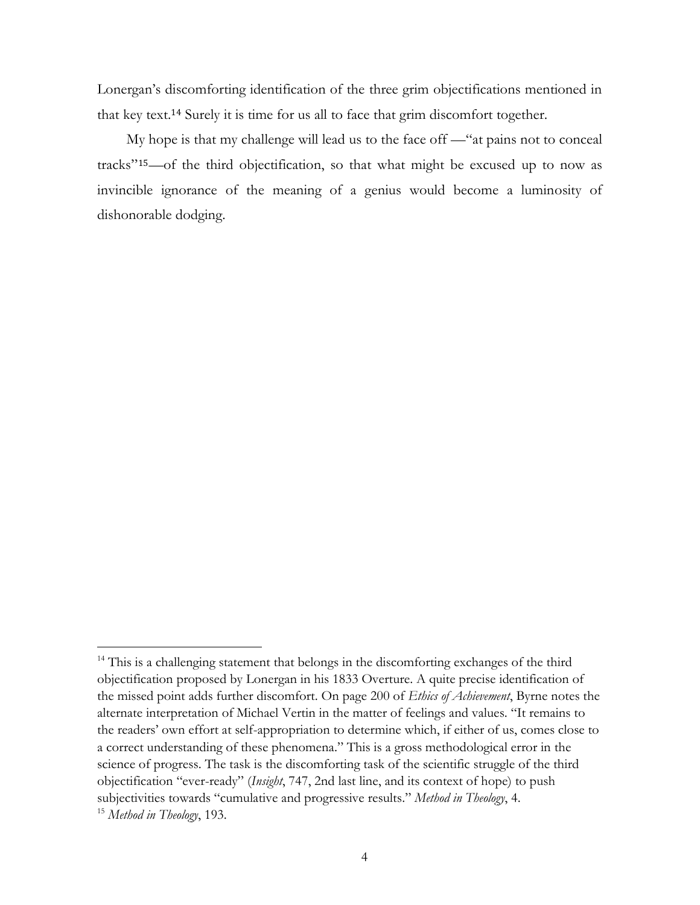Lonergan's discomforting identification of the three grim objectifications mentioned in that key text.[14] Surely it is time for us all to face that grim discomfort together.

My hope is that my challenge will lead us to the face off —"at pains not to conceal tracks"[15]—of the third objectification, so that what might be excused up to now as invincible ignorance of the meaning of a genius would become a luminosity of dishonorable dodging.

---

[14] This is a challenging statement that belongs in the discomforting exchanges of the third objectification proposed by Lonergan in his 1833 Overture. A quite precise identification of the missed point adds further discomfort. On page 200 of *Ethics of Achievement*, Byrne notes the alternate interpretation of Michael Vertin in the matter of feelings and values. "It remains to the readers' own effort at self-appropriation to determine which, if either of us, comes close to a correct understanding of these phenomena." This is a gross methodological error in the science of progress. The task is the discomforting task of the scientific struggle of the third objectification "ever-ready" (*Insight*, 747, 2nd last line, and its context of hope) to push subjectivities towards "cumulative and progressive results." *Method in Theology*, 4.

[15] *Method in Theology*, 193.